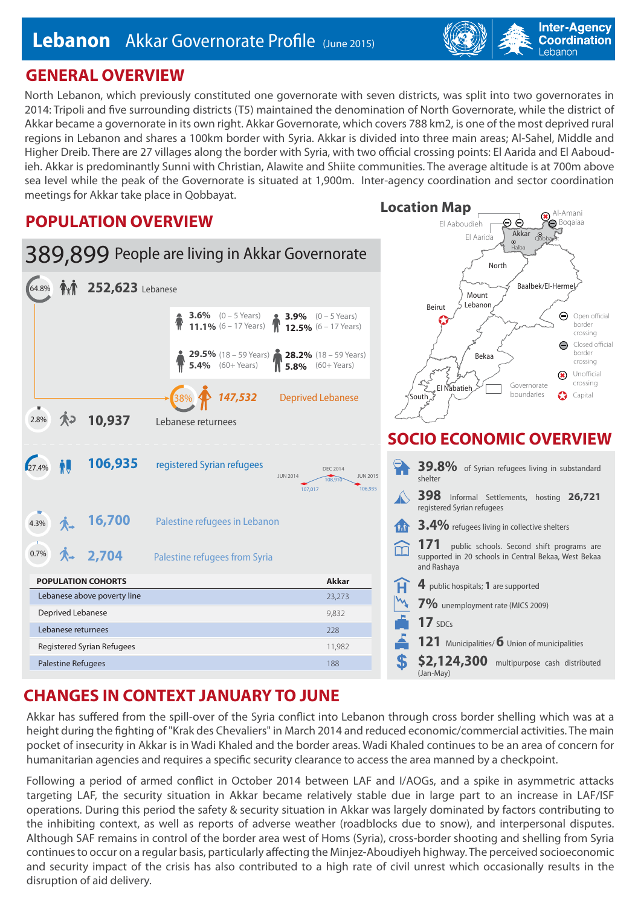# Lebanon Akkar Governorate Profile (June 2015)

Inter-Agency Coordination Lebanon

## GENERAL OVERVIEW

North Lebanon, which previously constituted one governorate with seven districts, was split into two governorates in 2014: Tripoli and five surrounding districts (T5) maintained the denomination of North Governorate, while the district of Akkar became a governorate in its own right. Akkar Governorate, which covers 788 km2, is one of the most deprived rural regions in Lebanon and shares a 100km border with Syria. Akkar is divided into three main areas; Al-Sahel, Middle and Higher Dreib. There are 27 villages along the border with Syria, with two official crossing points: El Aarida and El Aaboudieh. Akkar is predominantly Sunni with Christian, Alawite and Shiite communities. The average altitude is at 700m above sea level while the peak of the Governorate is situated at 1,900m. Inter-agency coordination and sector coordination meetings for Akkar take place in Qobbayat.

## POPULATION OVERVIEW

**389,899** People are living in Akkar Governorate

- 64.8% — **252,623** Lebanese
  - Female: 3.6% (0 – 5 Years); 11.1% (6 – 17 Years); 29.5% (18 – 59 Years); 5.4% (60+ Years)
  - Male: 3.9% (0 – 5 Years); 12.5% (6 – 17 Years); 28.2% (18 – 59 Years); 5.8% (60+ Years)
  - 38% — ***147,532*** Deprived Lebanese
- 2.8% — **10,937** Lebanese returnees
- 27.4% — **106,935** registered Syrian refugees (JUN 2014: 107,017; DEC 2014: 108,910; JUN 2015: 106,935)
- 4.3% — **16,700** Palestine refugees in Lebanon
- 0.7% — **2,704** Palestine refugees from Syria

| POPULATION COHORTS | Akkar |
|---|---|
| Lebanese above poverty line | 23,273 |
| Deprived Lebanese | 9,832 |
| Lebanese returnees | 228 |
| Registered Syrian Refugees | 11,982 |
| Palestine Refugees | 188 |

## Location Map

Al-Amani, Boqaiaa, El Aaboudieh, El Aarida, Akkar, Qobbayat, Halba, North, Baalbek/El-Hermel, Mount Lebanon, Beirut, Bekaa, El Nabatieh, South

Legend: Open official border crossing; Closed official border crossing; Unofficial crossing; Governorate boundaries; Capital

## SOCIO ECONOMIC OVERVIEW

- **39.8%** of Syrian refugees living in substandard shelter
- **398** Informal Settlements, hosting **26,721** registered Syrian refugees
- **3.4%** refugees living in collective shelters
- **171** public schools. Second shift programs are supported in 20 schools in Central Bekaa, West Bekaa and Rashaya
- **4** public hospitals; **1** are supported
- **7%** unemployment rate (MICS 2009)
- **17** SDCs
- **121** Municipalities/ **6** Union of municipalities
- **$2,124,300** multipurpose cash distributed (Jan-May)

## CHANGES IN CONTEXT JANUARY TO JUNE

Akkar has suffered from the spill-over of the Syria conflict into Lebanon through cross border shelling which was at a height during the fighting of "Krak des Chevaliers" in March 2014 and reduced economic/commercial activities. The main pocket of insecurity in Akkar is in Wadi Khaled and the border areas. Wadi Khaled continues to be an area of concern for humanitarian agencies and requires a specific security clearance to access the area manned by a checkpoint.

Following a period of armed conflict in October 2014 between LAF and I/AOGs, and a spike in asymmetric attacks targeting LAF, the security situation in Akkar became relatively stable due in large part to an increase in LAF/ISF operations. During this period the safety & security situation in Akkar was largely dominated by factors contributing to the inhibiting context, as well as reports of adverse weather (roadblocks due to snow), and interpersonal disputes. Although SAF remains in control of the border area west of Homs (Syria), cross-border shooting and shelling from Syria continues to occur on a regular basis, particularly affecting the Minjez-Aboudiyeh highway. The perceived socioeconomic and security impact of the crisis has also contributed to a high rate of civil unrest which occasionally results in the disruption of aid delivery.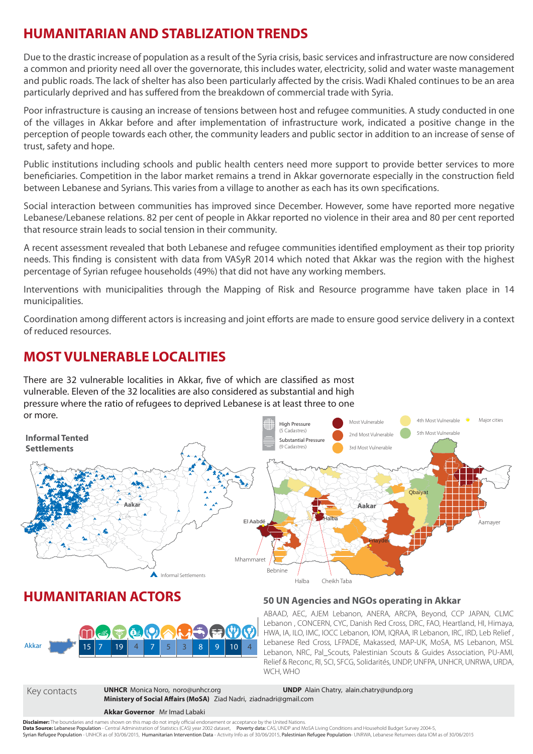## HUMANITARIAN AND STABLIZATION TRENDS

Due to the drastic increase of population as a result of the Syria crisis, basic services and infrastructure are now considered a common and priority need all over the governorate, this includes water, electricity, solid and water waste management and public roads. The lack of shelter has also been particularly affected by the crisis. Wadi Khaled continues to be an area particularly deprived and has suffered from the breakdown of commercial trade with Syria.

Poor infrastructure is causing an increase of tensions between host and refugee communities. A study conducted in one of the villages in Akkar before and after implementation of infrastructure work, indicated a positive change in the perception of people towards each other, the community leaders and public sector in addition to an increase of sense of trust, safety and hope.

Public institutions including schools and public health centers need more support to provide better services to more beneficiaries. Competition in the labor market remains a trend in Akkar governorate especially in the construction field between Lebanese and Syrians. This varies from a village to another as each has its own specifications.

Social interaction between communities has improved since December. However, some have reported more negative Lebanese/Lebanese relations. 82 per cent of people in Akkar reported no violence in their area and 80 per cent reported that resource strain leads to social tension in their community.

A recent assessment revealed that both Lebanese and refugee communities identified employment as their top priority needs. This finding is consistent with data from VASyR 2014 which noted that Akkar was the region with the highest percentage of Syrian refugee households (49%) that did not have any working members.

Interventions with municipalities through the Mapping of Risk and Resource programme have taken place in 14 municipalities.

Coordination among different actors is increasing and joint efforts are made to ensure good service delivery in a context of reduced resources.

## MOST VULNERABLE LOCALITIES

There are 32 vulnerable localities in Akkar, five of which are classified as most vulnerable. Eleven of the 32 localities are also considered as substantial and high pressure where the ratio of refugees to deprived Lebanese is at least three to one or more.

**Informal Tented Settlements**

Aakar

Informal Settlements

High Pressure (5 Cadastres)
Substantial Pressure (9 Cadastres)
Most Vulnerable
2nd Most Vulnerable
3rd Most Vulnerable
4th Most Vulnerable
5th Most Vulnerable
Major cities

Aakar
Qbaiyat
Aamayer
El Aabdé
Halba
Fnaydek
Mhammaret
Bebnine
Halba
Cheikh Taba

## HUMANITARIAN ACTORS

Akkar 15 7 19 4 7 5 3 8 9 10 4

### 50 UN Agencies and NGOs operating in Akkar

ABAAD, AEC, AJEM Lebanon, ANERA, ARCPA, Beyond, CCP JAPAN, CLMC Lebanon , CONCERN, CYC, Danish Red Cross, DRC, FAO, Heartland, HI, Himaya, HWA, IA, ILO, IMC, IOCC Lebanon, IOM, IQRAA, IR Lebanon, IRC, IRD, Leb Relief , Lebanese Red Cross, LFPADE, Makassed, MAP-UK, MoSA, MS Lebanon, MSL Lebanon, NRC, Pal_Scouts, Palestinian Scouts & Guides Association, PU-AMI, Relief & Reconc, RI, SCI, SFCG, Solidarités, UNDP, UNFPA, UNHCR, UNRWA, URDA, WCH, WHO

Key contacts
**UNHCR** Monica Noro, noro@unhcr.org
**UNDP** Alain Chatry, alain.chatry@undp.org
**Ministery of Social Affairs (MoSA)** Ziad Nadri, ziadnadri@gmail.com
**Akkar Governor** Mr Imad Labaki

**Disclaimer:** The boundaries and names shown on this map do not imply official endorsement or acceptance by the United Nations.
**Data Source:** Lebanese Population - Central Administration of Statistics (CAS) year 2002 dataset, **Poverty data:** CAS, UNDP and MoSA Living Conditions and Household Budget Survey 2004-5,
Syrian Refugee Population - UNHCR as of 30/06/2015, Humanitarian Intervention Data - Activity Info as of 30/06/2015, Palestinian Refugee Population- UNRWA, Lebanese Returnees data IOM as of 30/06/2015